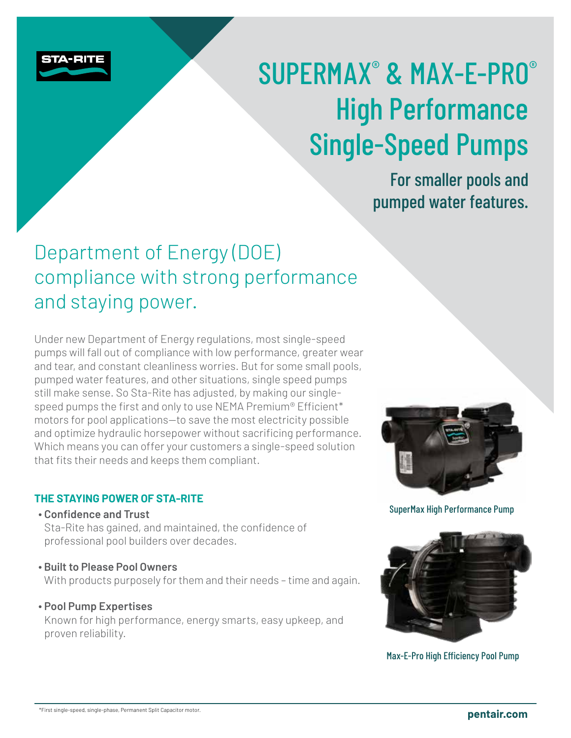STA-RITE

# SUPERMAX® & MAX-E-PRO® High Performance Single-Speed Pumps

### For smaller pools and pumped water features.

## Department of Energy (DOE) compliance with strong performance and staying power.

Under new Department of Energy regulations, most single-speed pumps will fall out of compliance with low performance, greater wear and tear, and constant cleanliness worries. But for some small pools, pumped water features, and other situations, single speed pumps still make sense. So Sta-Rite has adjusted, by making our single-speed pumps the first and only to use NEMA Premium® Efficient* motors for pool applications—to save the most electricity possible and optimize hydraulic horsepower without sacrificing performance. Which means you can offer your customers a single-speed solution that fits their needs and keeps them compliant.

SuperMax High Performance Pump

Max-E-Pro High Efficiency Pool Pump

### THE STAYING POWER OF STA-RITE

- **Confidence and Trust**
  Sta-Rite has gained, and maintained, the confidence of professional pool builders over decades.
- **Built to Please Pool Owners**
  With products purposely for them and their needs – time and again.
- **Pool Pump Expertises**
  Known for high performance, energy smarts, easy upkeep, and proven reliability.

*First single-speed, single-phase, Permanent Split Capacitor motor.

**pentair.com**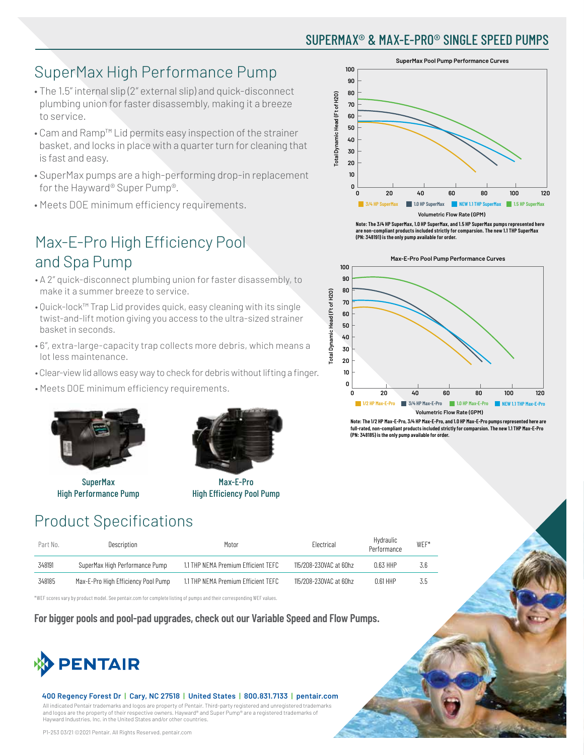# SUPERMAX® & MAX-E-PRO® SINGLE SPEED PUMPS

## SuperMax High Performance Pump

- The 1.5" internal slip (2" external slip) and quick-disconnect plumbing union for faster disassembly, making it a breeze to service.
- Cam and Ramp™ Lid permits easy inspection of the strainer basket, and locks in place with a quarter turn for cleaning that is fast and easy.
- SuperMax pumps are a high-performing drop-in replacement for the Hayward® Super Pump®.
- Meets DOE minimum efficiency requirements.

## Max-E-Pro High Efficiency Pool and Spa Pump

- A 2" quick-disconnect plumbing union for faster disassembly, to make it a summer breeze to service.
- Quick-lock™ Trap Lid provides quick, easy cleaning with its single twist-and-lift motion giving you access to the ultra-sized strainer basket in seconds.
- 6", extra-large-capacity trap collects more debris, which means a lot less maintenance.
- Clear-view lid allows easy way to check for debris without lifting a finger.
- Meets DOE minimum efficiency requirements.

SuperMax Pool Pump Performance Curves

Total Dynamic Head (Ft of H2O)

0 10 20 30 40 50 60 70 80 90 100

0 20 40 60 80 100 120

3/4 HP SuperMax | 1.0 HP SuperMax | NEW 1.1 THP SuperMax | 1.5 HP SuperMax

Volumetric Flow Rate (GPM)

**Note: The 3/4 HP SuperMax, 1.0 HP SuperMax, and 1.5 HP SuperMax pumps represented here are non-compliant products included strictly for comparison. The new 1.1 THP SuperMax (PN: 348191) is the only pump available for order.**

Max-E-Pro Pool Pump Performance Curves

Total Dynamic Head (Ft of H2O)

0 10 20 30 40 50 60 70 80 90 100

0 20 40 60 80 100 120

1/2 HP Max-E-Pro | 3/4 HP Max-E-Pro | 1.0 HP Max-E-Pro | NEW 1.1 THP Max-E-Pro

Volumetric Flow Rate (GPM)

**Note: The 1/2 HP Max-E-Pro, 3/4 HP Max-E-Pro, and 1.0 HP Max-E-Pro pumps represented here are full-rated, non-compliant products included strictly for comparison. The new 1.1 THP Max-E-Pro (PN: 348185) is the only pump available for order.**

**SuperMax**
**High Performance Pump**

**Max-E-Pro**
**High Efficiency Pool Pump**

## Product Specifications

| Part No. | Description | Motor | Electrical | Hydraulic Performance | WEF* |
|---|---|---|---|---|---|
| 348191 | SuperMax High Performance Pump | 1.1 THP NEMA Premium Efficient TEFC | 115/208-230VAC at 60hz | 0.63 HHP | 3.6 |
| 348185 | Max-E-Pro High Efficiency Pool Pump | 1.1 THP NEMA Premium Efficient TEFC | 115/208-230VAC at 60hz | 0.61 HHP | 3.5 |

*WEF scores vary by product model. See pentair.com for complete listing of pumps and their corresponding WEF values.

**For bigger pools and pool-pad upgrades, check out our Variable Speed and Flow Pumps.**

**PENTAIR**

**400 Regency Forest Dr | Cary, NC 27518 | United States | 800.831.7133 | pentair.com**

All indicated Pentair trademarks and logos are property of Pentair. Third-party registered and unregistered trademarks and logos are the property of their respective owners. Hayward® and Super Pump® are a registered trademarks of Hayward Industries, Inc. in the United States and/or other countries.

P1-253 03/21 ©2021 Pentair. All Rights Reserved. pentair.com